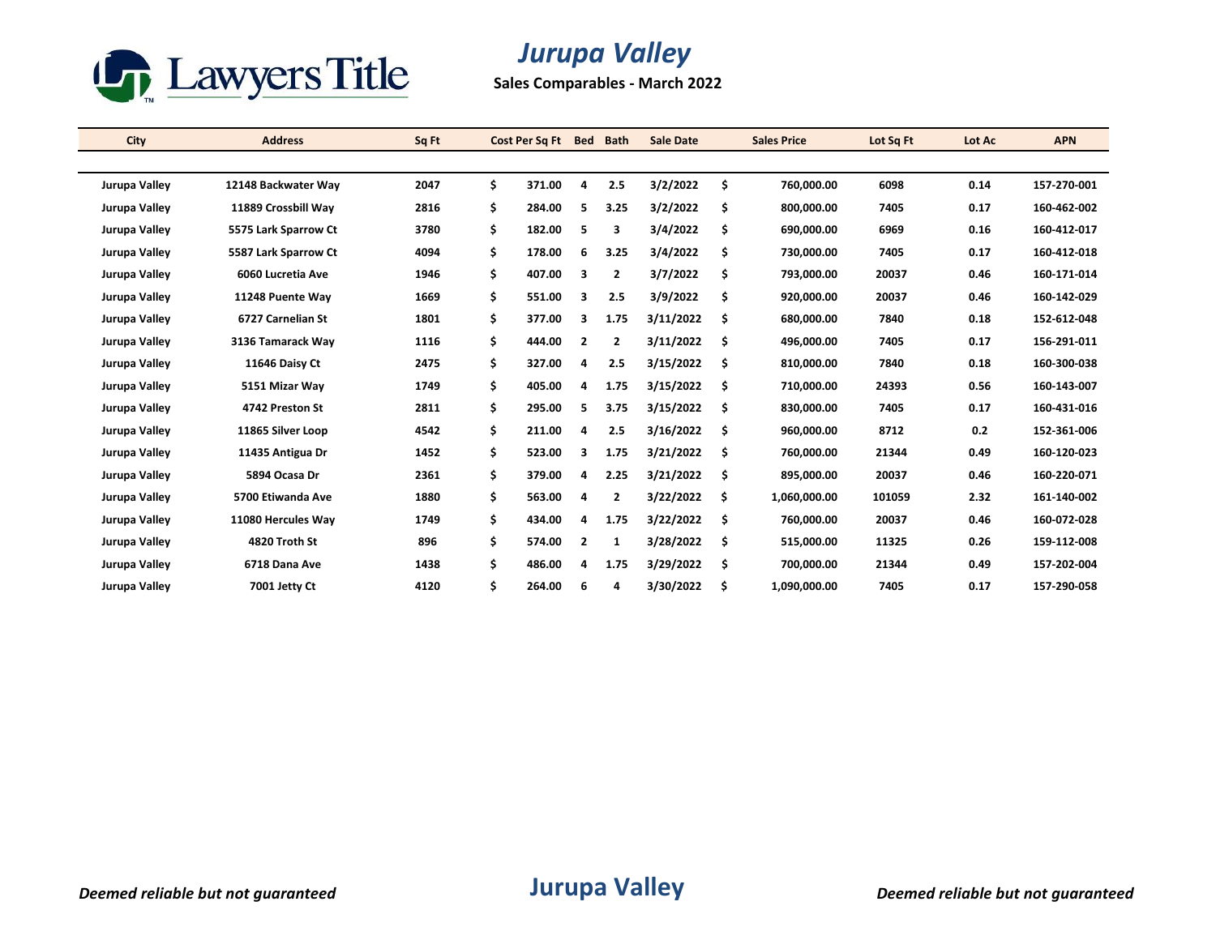Lawyers Title

# Jurupa Valley

**Sales Comparables - March 2022**

| City | Address | Sq Ft | Cost Per Sq Ft | Bed | Bath | Sale Date | Sales Price | Lot Sq Ft | Lot Ac | APN |
|---|---|---|---|---|---|---|---|---|---|---|
| Jurupa Valley | 12148 Backwater Way | 2047 | $ 371.00 | 4 | 2.5 | 3/2/2022 | $ 760,000.00 | 6098 | 0.14 | 157-270-001 |
| Jurupa Valley | 11889 Crossbill Way | 2816 | $ 284.00 | 5 | 3.25 | 3/2/2022 | $ 800,000.00 | 7405 | 0.17 | 160-462-002 |
| Jurupa Valley | 5575 Lark Sparrow Ct | 3780 | $ 182.00 | 5 | 3 | 3/4/2022 | $ 690,000.00 | 6969 | 0.16 | 160-412-017 |
| Jurupa Valley | 5587 Lark Sparrow Ct | 4094 | $ 178.00 | 6 | 3.25 | 3/4/2022 | $ 730,000.00 | 7405 | 0.17 | 160-412-018 |
| Jurupa Valley | 6060 Lucretia Ave | 1946 | $ 407.00 | 3 | 2 | 3/7/2022 | $ 793,000.00 | 20037 | 0.46 | 160-171-014 |
| Jurupa Valley | 11248 Puente Way | 1669 | $ 551.00 | 3 | 2.5 | 3/9/2022 | $ 920,000.00 | 20037 | 0.46 | 160-142-029 |
| Jurupa Valley | 6727 Carnelian St | 1801 | $ 377.00 | 3 | 1.75 | 3/11/2022 | $ 680,000.00 | 7840 | 0.18 | 152-612-048 |
| Jurupa Valley | 3136 Tamarack Way | 1116 | $ 444.00 | 2 | 2 | 3/11/2022 | $ 496,000.00 | 7405 | 0.17 | 156-291-011 |
| Jurupa Valley | 11646 Daisy Ct | 2475 | $ 327.00 | 4 | 2.5 | 3/15/2022 | $ 810,000.00 | 7840 | 0.18 | 160-300-038 |
| Jurupa Valley | 5151 Mizar Way | 1749 | $ 405.00 | 4 | 1.75 | 3/15/2022 | $ 710,000.00 | 24393 | 0.56 | 160-143-007 |
| Jurupa Valley | 4742 Preston St | 2811 | $ 295.00 | 5 | 3.75 | 3/15/2022 | $ 830,000.00 | 7405 | 0.17 | 160-431-016 |
| Jurupa Valley | 11865 Silver Loop | 4542 | $ 211.00 | 4 | 2.5 | 3/16/2022 | $ 960,000.00 | 8712 | 0.2 | 152-361-006 |
| Jurupa Valley | 11435 Antigua Dr | 1452 | $ 523.00 | 3 | 1.75 | 3/21/2022 | $ 760,000.00 | 21344 | 0.49 | 160-120-023 |
| Jurupa Valley | 5894 Ocasa Dr | 2361 | $ 379.00 | 4 | 2.25 | 3/21/2022 | $ 895,000.00 | 20037 | 0.46 | 160-220-071 |
| Jurupa Valley | 5700 Etiwanda Ave | 1880 | $ 563.00 | 4 | 2 | 3/22/2022 | $ 1,060,000.00 | 101059 | 2.32 | 161-140-002 |
| Jurupa Valley | 11080 Hercules Way | 1749 | $ 434.00 | 4 | 1.75 | 3/22/2022 | $ 760,000.00 | 20037 | 0.46 | 160-072-028 |
| Jurupa Valley | 4820 Troth St | 896 | $ 574.00 | 2 | 1 | 3/28/2022 | $ 515,000.00 | 11325 | 0.26 | 159-112-008 |
| Jurupa Valley | 6718 Dana Ave | 1438 | $ 486.00 | 4 | 1.75 | 3/29/2022 | $ 700,000.00 | 21344 | 0.49 | 157-202-004 |
| Jurupa Valley | 7001 Jetty Ct | 4120 | $ 264.00 | 6 | 4 | 3/30/2022 | $ 1,090,000.00 | 7405 | 0.17 | 157-290-058 |

*Deemed reliable but not guaranteed* **Jurupa Valley** *Deemed reliable but not guaranteed*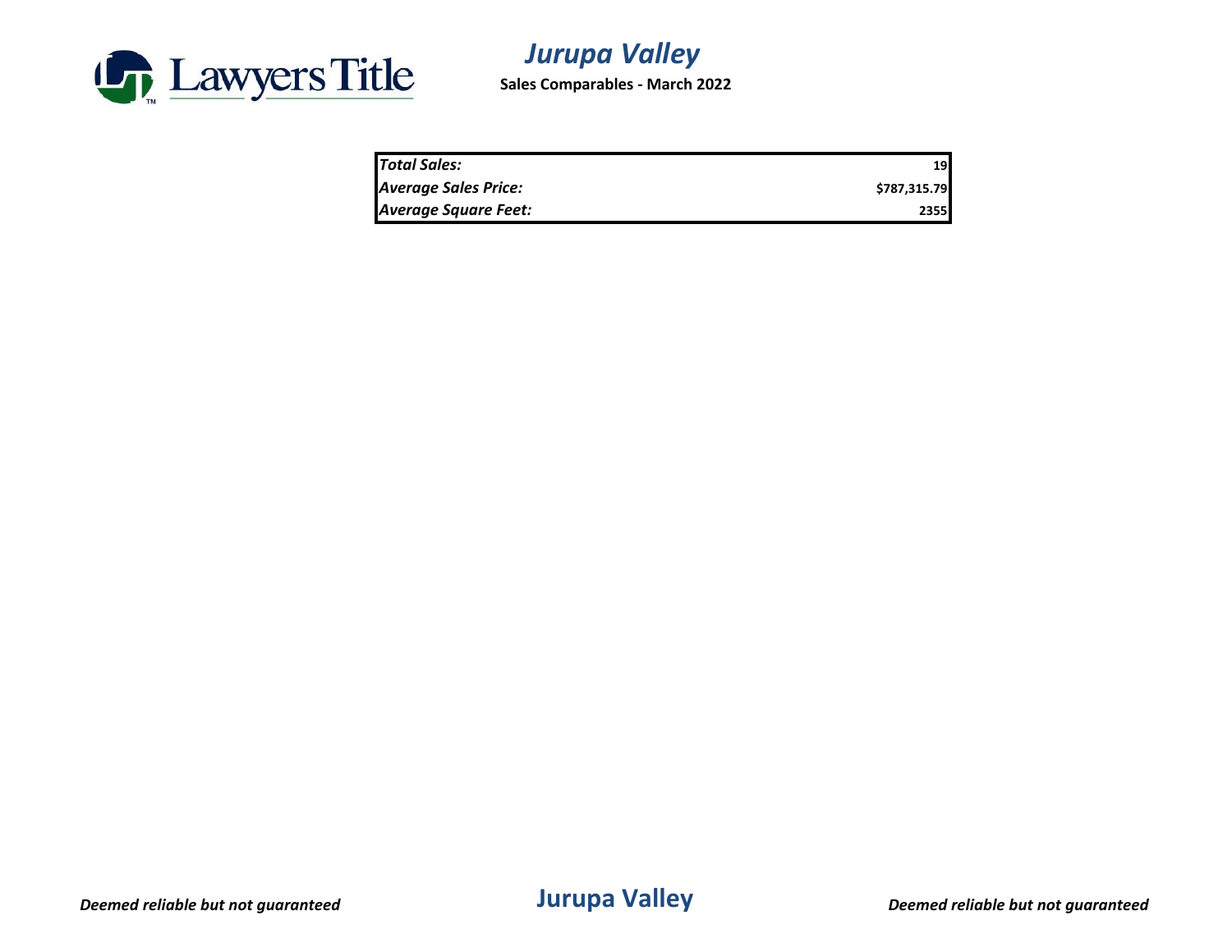# Jurupa Valley

**Sales Comparables - March 2022**

| | |
|---|---|
| ***Total Sales:*** | **19** |
| ***Average Sales Price:*** | **$787,315.79** |
| ***Average Square Feet:*** | **2355** |

*Deemed reliable but not guaranteed* **Jurupa Valley** *Deemed reliable but not guaranteed*